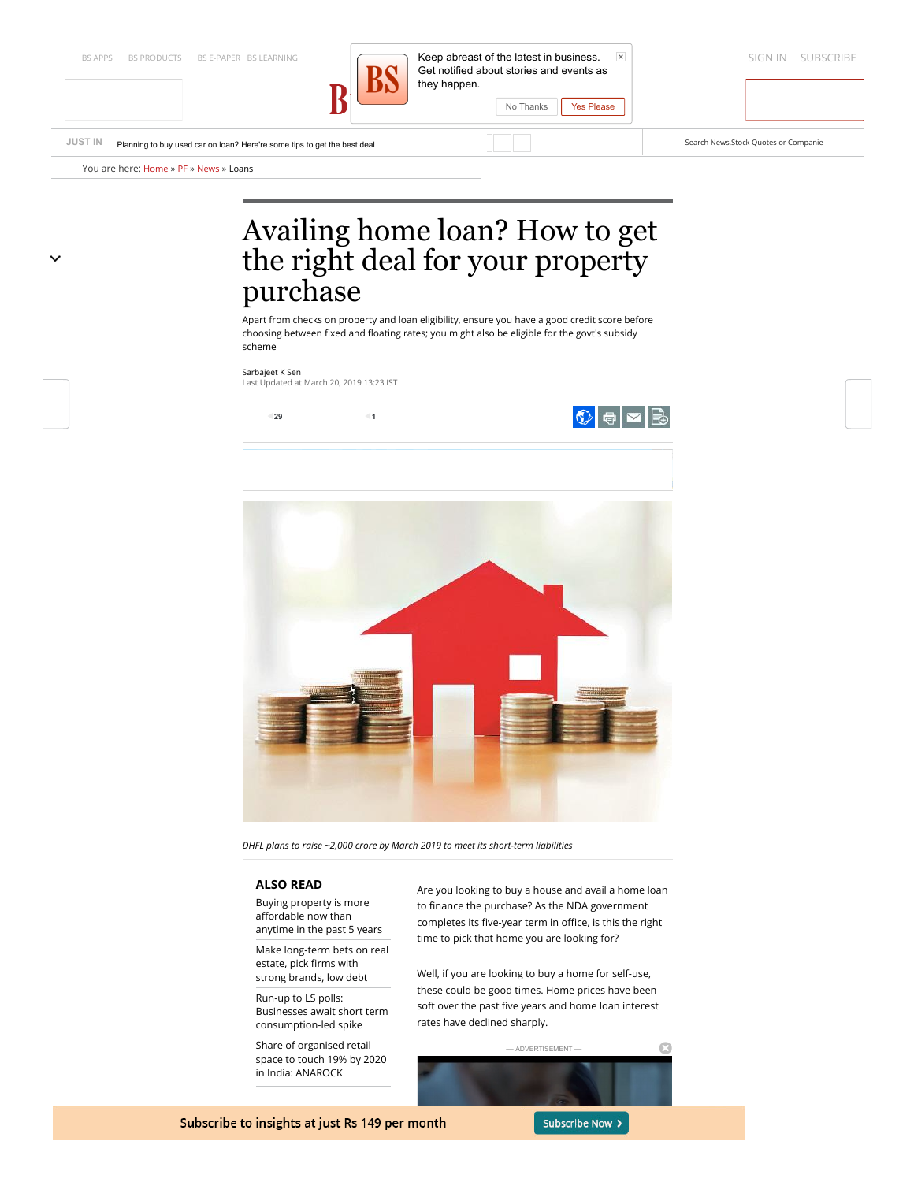# Availing home loan? How to get the right deal for your property purchase

Apart from checks on property and loan eligibility, ensure you have a good credit score before choosing between fixed and floating rates; you might also be eligible for the govt's subsidy scheme

Sarbajeet K Sen
Last Updated at March 20, 2019 13:23 IST

*DHFL plans to raise ~2,000 crore by March 2019 to meet its short-term liabilities*

**ALSO READ**

- Buying property is more affordable now than anytime in the past 5 years
- Make long-term bets on real estate, pick firms with strong brands, low debt
- Run-up to LS polls: Businesses await short term consumption-led spike
- Share of organised retail space to touch 19% by 2020 in India: ANAROCK

Are you looking to buy a house and avail a home loan to finance the purchase? As the NDA government completes its five-year term in office, is this the right time to pick that home you are looking for?

Well, if you are looking to buy a home for self-use, these could be good times. Home prices have been soft over the past five years and home loan interest rates have declined sharply.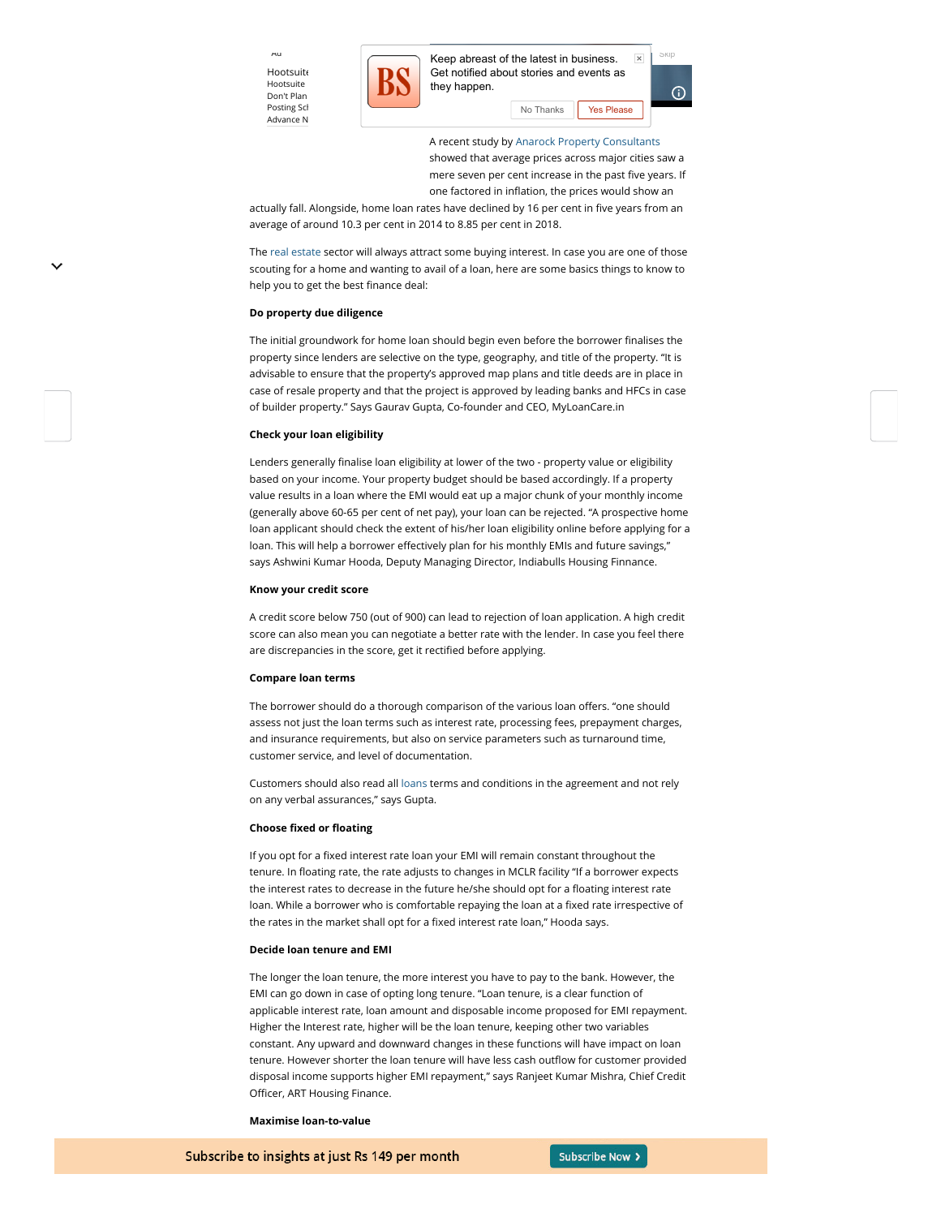A recent study by Anarock Property Consultants showed that average prices across major cities saw a mere seven per cent increase in the past five years. If one factored in inflation, the prices would show an actually fall. Alongside, home loan rates have declined by 16 per cent in five years from an average of around 10.3 per cent in 2014 to 8.85 per cent in 2018.

The real estate sector will always attract some buying interest. In case you are one of those scouting for a home and wanting to avail of a loan, here are some basics things to know to help you to get the best finance deal:

**Do property due diligence**

The initial groundwork for home loan should begin even before the borrower finalises the property since lenders are selective on the type, geography, and title of the property. "It is advisable to ensure that the property's approved map plans and title deeds are in place in case of resale property and that the project is approved by leading banks and HFCs in case of builder property." Says Gaurav Gupta, Co-founder and CEO, MyLoanCare.in

**Check your loan eligibility**

Lenders generally finalise loan eligibility at lower of the two - property value or eligibility based on your income. Your property budget should be based accordingly. If a property value results in a loan where the EMI would eat up a major chunk of your monthly income (generally above 60-65 per cent of net pay), your loan can be rejected. "A prospective home loan applicant should check the extent of his/her loan eligibility online before applying for a loan. This will help a borrower effectively plan for his monthly EMIs and future savings," says Ashwini Kumar Hooda, Deputy Managing Director, Indiabulls Housing Finnance.

**Know your credit score**

A credit score below 750 (out of 900) can lead to rejection of loan application. A high credit score can also mean you can negotiate a better rate with the lender. In case you feel there are discrepancies in the score, get it rectified before applying.

**Compare loan terms**

The borrower should do a thorough comparison of the various loan offers. "one should assess not just the loan terms such as interest rate, processing fees, prepayment charges, and insurance requirements, but also on service parameters such as turnaround time, customer service, and level of documentation.

Customers should also read all loans terms and conditions in the agreement and not rely on any verbal assurances," says Gupta.

**Choose fixed or floating**

If you opt for a fixed interest rate loan your EMI will remain constant throughout the tenure. In floating rate, the rate adjusts to changes in MCLR facility "If a borrower expects the interest rates to decrease in the future he/she should opt for a floating interest rate loan. While a borrower who is comfortable repaying the loan at a fixed rate irrespective of the rates in the market shall opt for a fixed interest rate loan," Hooda says.

**Decide loan tenure and EMI**

The longer the loan tenure, the more interest you have to pay to the bank. However, the EMI can go down in case of opting long tenure. "Loan tenure, is a clear function of applicable interest rate, loan amount and disposable income proposed for EMI repayment. Higher the Interest rate, higher will be the loan tenure, keeping other two variables constant. Any upward and downward changes in these functions will have impact on loan tenure. However shorter the loan tenure will have less cash outflow for customer provided disposal income supports higher EMI repayment," says Ranjeet Kumar Mishra, Chief Credit Officer, ART Housing Finance.

**Maximise loan-to-value**